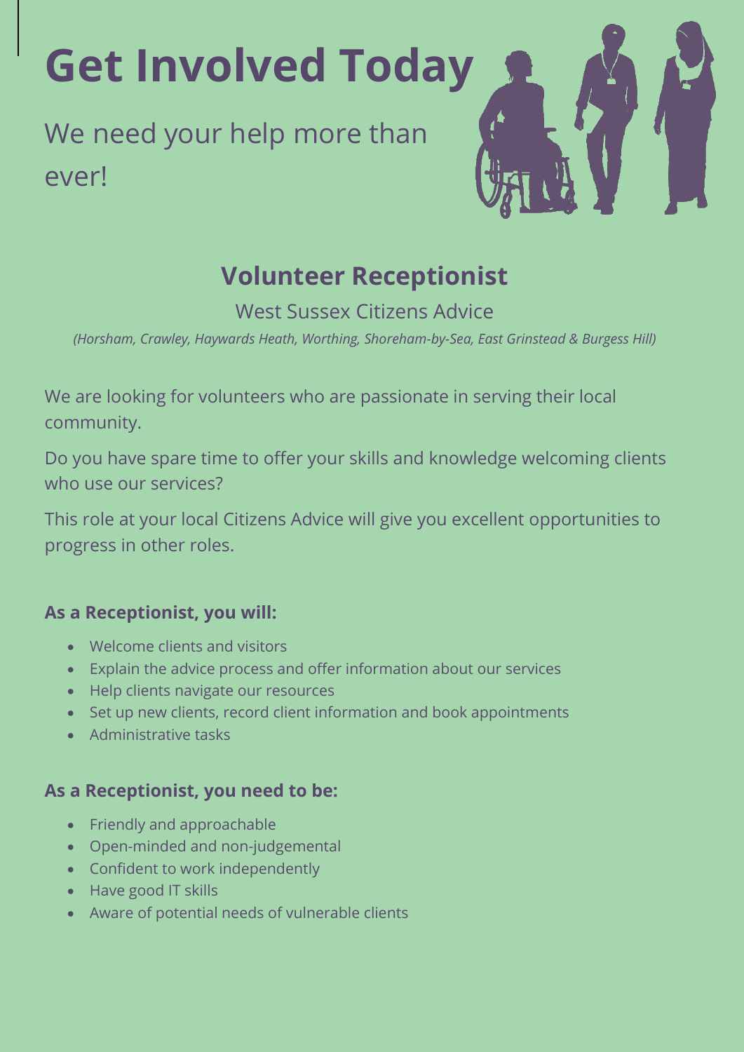# Get Involved Today

We need your help more than ever!

## Volunteer Receptionist

West Sussex Citizens Advice

*(Horsham, Crawley, Haywards Heath, Worthing, Shoreham-by-Sea, East Grinstead & Burgess Hill)*

We are looking for volunteers who are passionate in serving their local community.

Do you have spare time to offer your skills and knowledge welcoming clients who use our services?

This role at your local Citizens Advice will give you excellent opportunities to progress in other roles.

**As a Receptionist, you will:**

- Welcome clients and visitors
- Explain the advice process and offer information about our services
- Help clients navigate our resources
- Set up new clients, record client information and book appointments
- Administrative tasks

**As a Receptionist, you need to be:**

- Friendly and approachable
- Open-minded and non-judgemental
- Confident to work independently
- Have good IT skills
- Aware of potential needs of vulnerable clients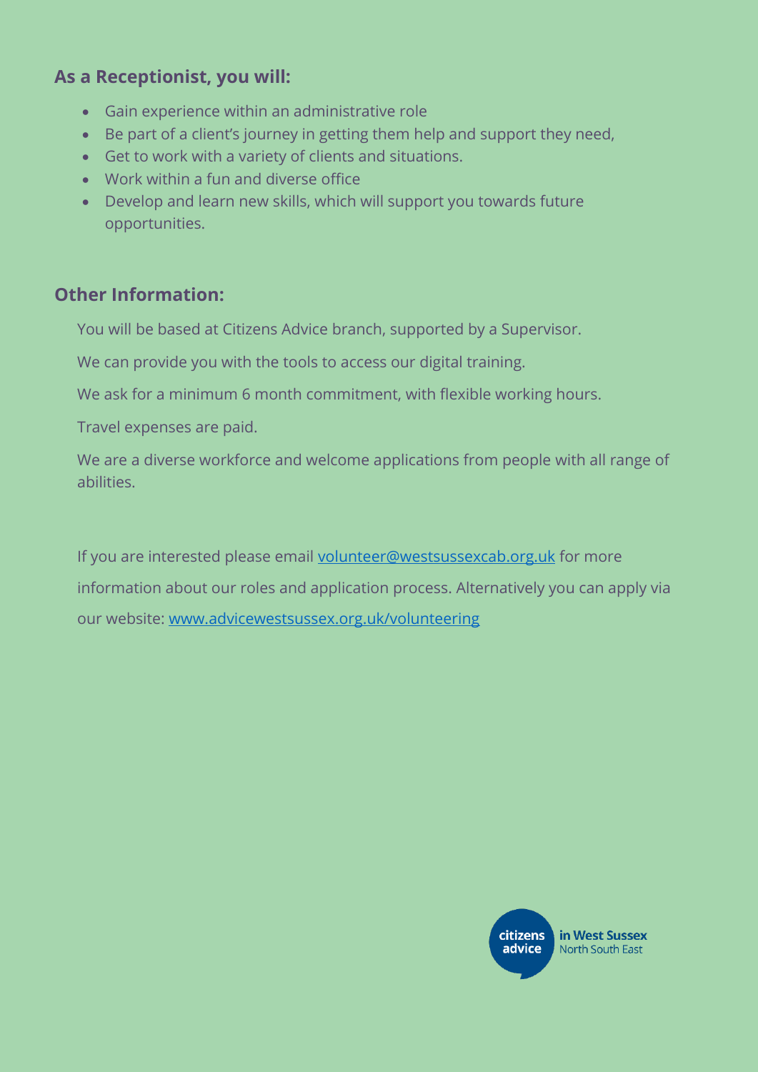## As a Receptionist, you will:

- Gain experience within an administrative role
- Be part of a client's journey in getting them help and support they need,
- Get to work with a variety of clients and situations.
- Work within a fun and diverse office
- Develop and learn new skills, which will support you towards future opportunities.

## Other Information:

You will be based at Citizens Advice branch, supported by a Supervisor.

We can provide you with the tools to access our digital training.

We ask for a minimum 6 month commitment, with flexible working hours.

Travel expenses are paid.

We are a diverse workforce and welcome applications from people with all range of abilities.

If you are interested please email volunteer@westsussexcab.org.uk for more information about our roles and application process. Alternatively you can apply via our website: www.advicewestsussex.org.uk/volunteering

citizens advice in West Sussex North South East